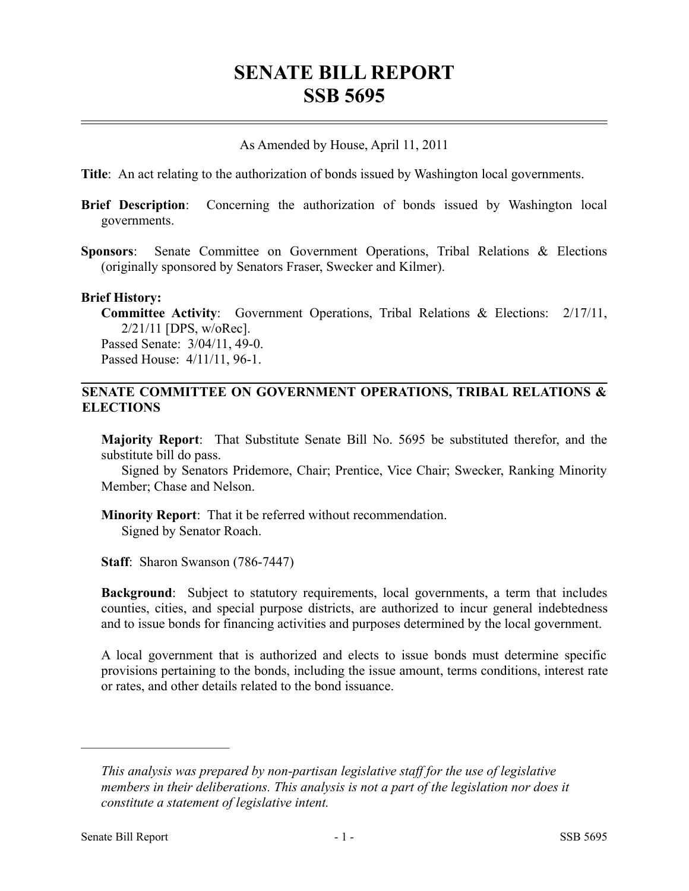# SENATE BILL REPORT
# SSB 5695

As Amended by House, April 11, 2011

**Title**: An act relating to the authorization of bonds issued by Washington local governments.

**Brief Description**: Concerning the authorization of bonds issued by Washington local governments.

**Sponsors**: Senate Committee on Government Operations, Tribal Relations & Elections (originally sponsored by Senators Fraser, Swecker and Kilmer).

**Brief History:**

**Committee Activity**: Government Operations, Tribal Relations & Elections: 2/17/11, 2/21/11 [DPS, w/oRec].

Passed Senate: 3/04/11, 49-0.

Passed House: 4/11/11, 96-1.

## SENATE COMMITTEE ON GOVERNMENT OPERATIONS, TRIBAL RELATIONS & ELECTIONS

**Majority Report**: That Substitute Senate Bill No. 5695 be substituted therefor, and the substitute bill do pass.

Signed by Senators Pridemore, Chair; Prentice, Vice Chair; Swecker, Ranking Minority Member; Chase and Nelson.

**Minority Report**: That it be referred without recommendation.

Signed by Senator Roach.

**Staff**: Sharon Swanson (786-7447)

**Background**: Subject to statutory requirements, local governments, a term that includes counties, cities, and special purpose districts, are authorized to incur general indebtedness and to issue bonds for financing activities and purposes determined by the local government.

A local government that is authorized and elects to issue bonds must determine specific provisions pertaining to the bonds, including the issue amount, terms conditions, interest rate or rates, and other details related to the bond issuance.

---

*This analysis was prepared by non-partisan legislative staff for the use of legislative members in their deliberations. This analysis is not a part of the legislation nor does it constitute a statement of legislative intent.*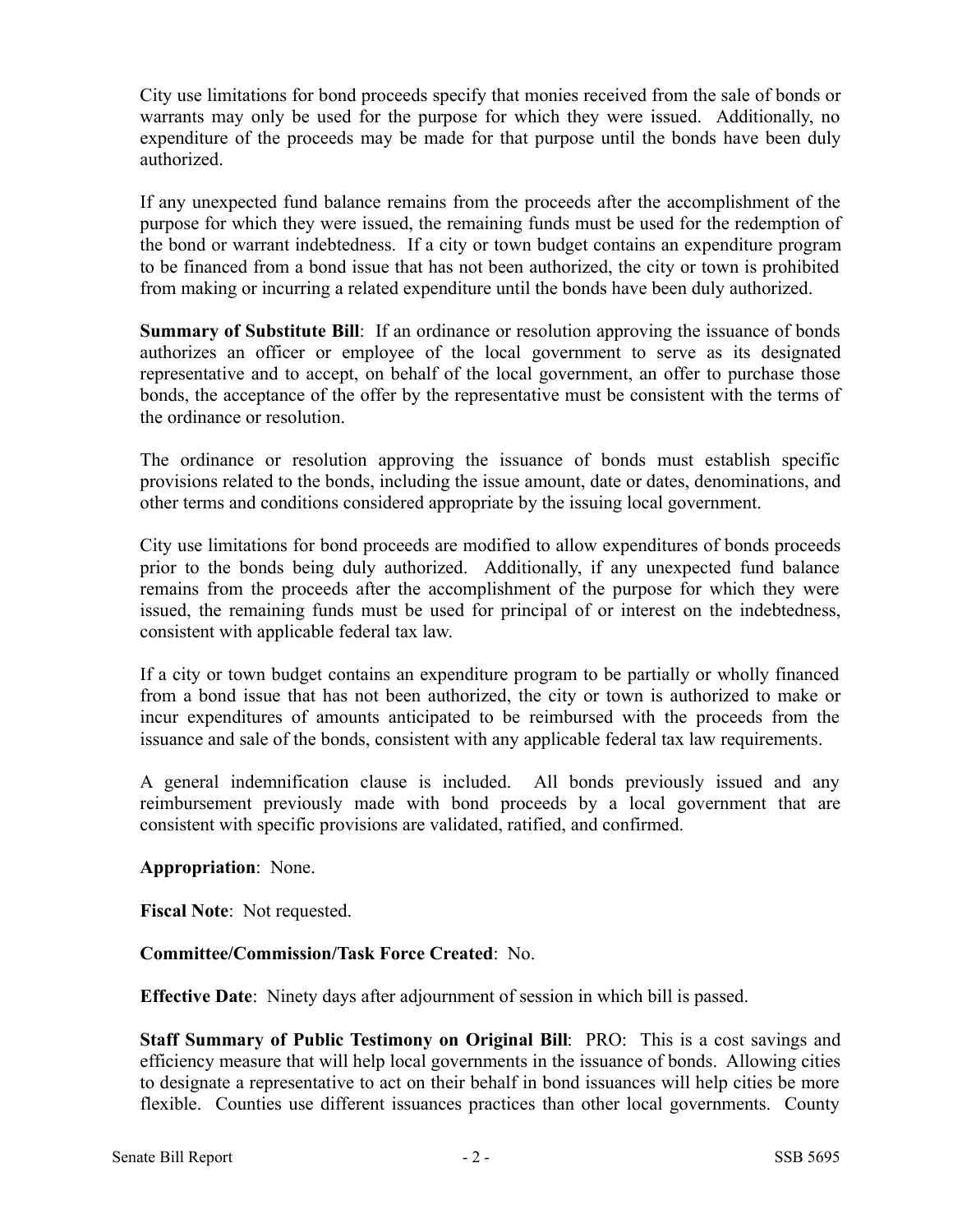City use limitations for bond proceeds specify that monies received from the sale of bonds or warrants may only be used for the purpose for which they were issued. Additionally, no expenditure of the proceeds may be made for that purpose until the bonds have been duly authorized.

If any unexpected fund balance remains from the proceeds after the accomplishment of the purpose for which they were issued, the remaining funds must be used for the redemption of the bond or warrant indebtedness. If a city or town budget contains an expenditure program to be financed from a bond issue that has not been authorized, the city or town is prohibited from making or incurring a related expenditure until the bonds have been duly authorized.

**Summary of Substitute Bill**: If an ordinance or resolution approving the issuance of bonds authorizes an officer or employee of the local government to serve as its designated representative and to accept, on behalf of the local government, an offer to purchase those bonds, the acceptance of the offer by the representative must be consistent with the terms of the ordinance or resolution.

The ordinance or resolution approving the issuance of bonds must establish specific provisions related to the bonds, including the issue amount, date or dates, denominations, and other terms and conditions considered appropriate by the issuing local government.

City use limitations for bond proceeds are modified to allow expenditures of bonds proceeds prior to the bonds being duly authorized. Additionally, if any unexpected fund balance remains from the proceeds after the accomplishment of the purpose for which they were issued, the remaining funds must be used for principal of or interest on the indebtedness, consistent with applicable federal tax law.

If a city or town budget contains an expenditure program to be partially or wholly financed from a bond issue that has not been authorized, the city or town is authorized to make or incur expenditures of amounts anticipated to be reimbursed with the proceeds from the issuance and sale of the bonds, consistent with any applicable federal tax law requirements.

A general indemnification clause is included. All bonds previously issued and any reimbursement previously made with bond proceeds by a local government that are consistent with specific provisions are validated, ratified, and confirmed.

**Appropriation**: None.

**Fiscal Note**: Not requested.

**Committee/Commission/Task Force Created**: No.

**Effective Date**: Ninety days after adjournment of session in which bill is passed.

**Staff Summary of Public Testimony on Original Bill**: PRO: This is a cost savings and efficiency measure that will help local governments in the issuance of bonds. Allowing cities to designate a representative to act on their behalf in bond issuances will help cities be more flexible. Counties use different issuances practices than other local governments. County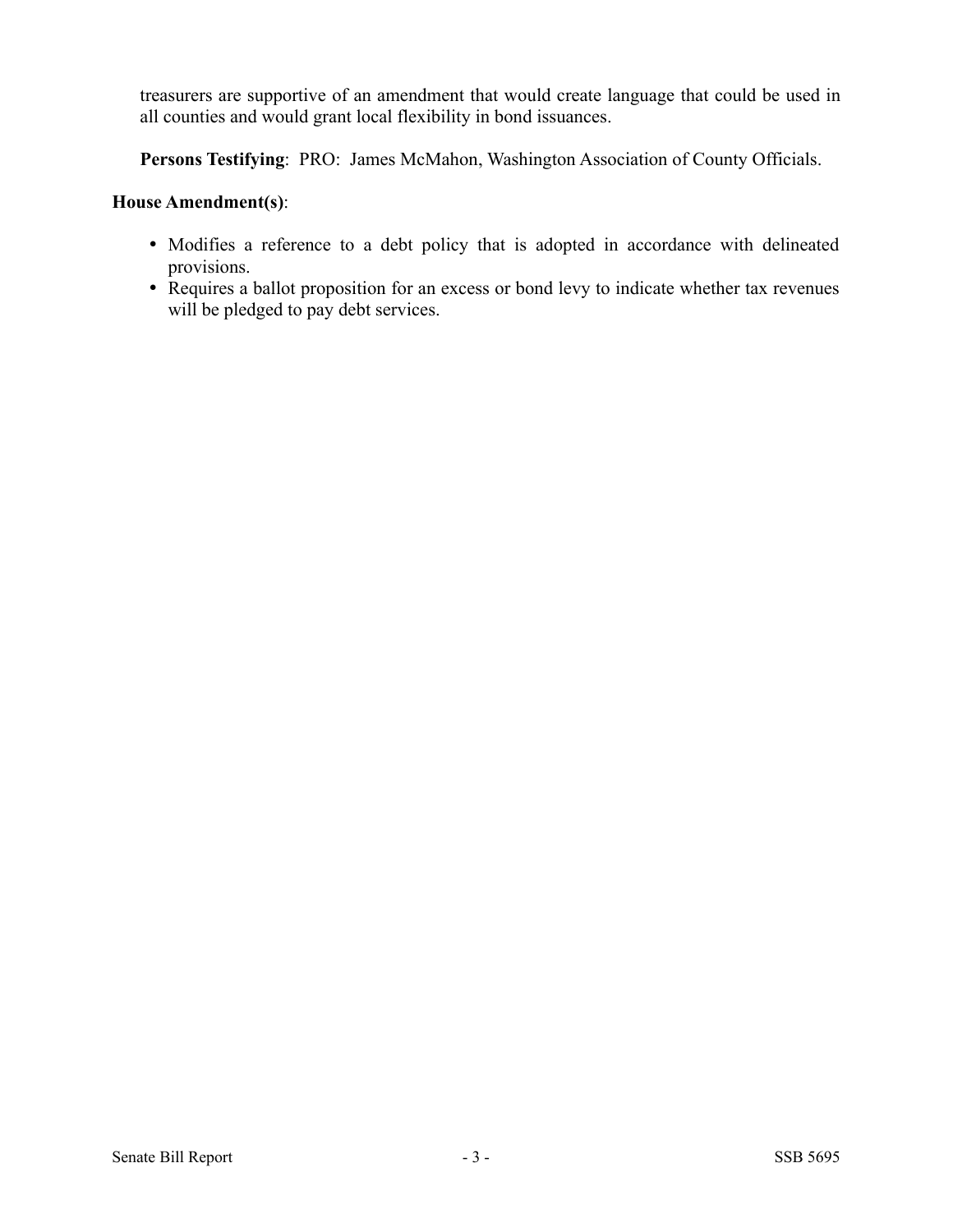treasurers are supportive of an amendment that would create language that could be used in all counties and would grant local flexibility in bond issuances.

**Persons Testifying**: PRO: James McMahon, Washington Association of County Officials.

**House Amendment(s)**:

- Modifies a reference to a debt policy that is adopted in accordance with delineated provisions.
- Requires a ballot proposition for an excess or bond levy to indicate whether tax revenues will be pledged to pay debt services.